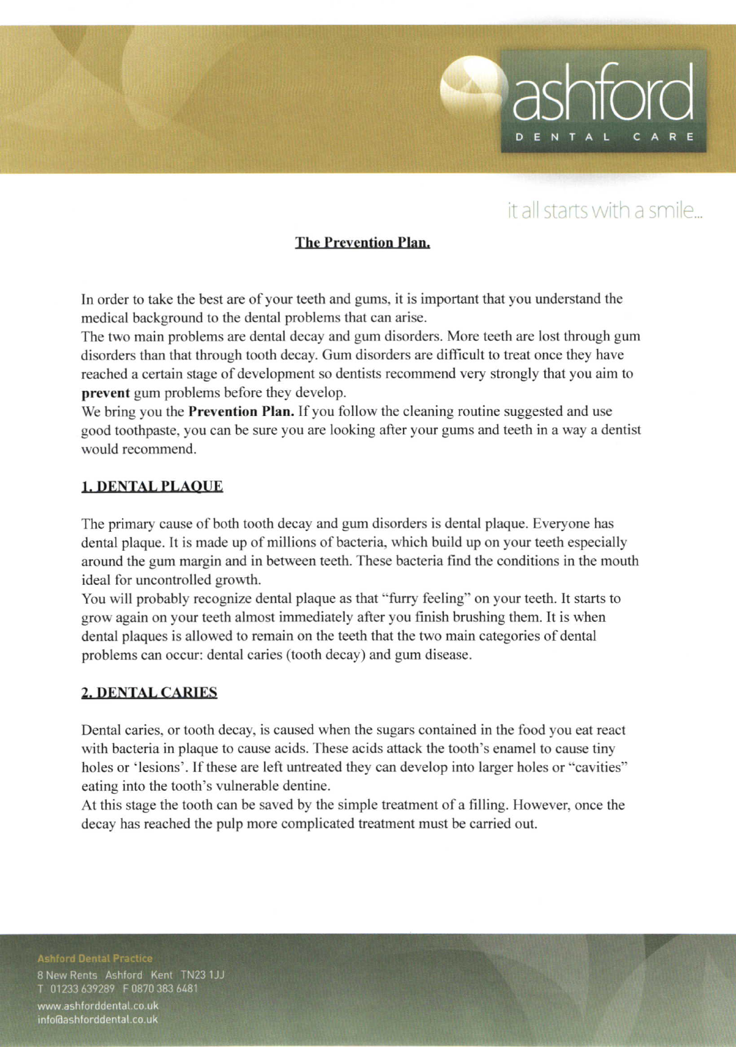it all starts with a smile...

## The Prevention Plan.

In order to take the best are of your teeth and gums, it is important that you understand the medical background to the dental problems that can arise.
The two main problems are dental decay and gum disorders. More teeth are lost through gum disorders than that through tooth decay. Gum disorders are difficult to treat once they have reached a certain stage of development so dentists recommend very strongly that you aim to **prevent** gum problems before they develop.
We bring you the **Prevention Plan.** If you follow the cleaning routine suggested and use good toothpaste, you can be sure you are looking after your gums and teeth in a way a dentist would recommend.

### 1. DENTAL PLAQUE

The primary cause of both tooth decay and gum disorders is dental plaque. Everyone has dental plaque. It is made up of millions of bacteria, which build up on your teeth especially around the gum margin and in between teeth. These bacteria find the conditions in the mouth ideal for uncontrolled growth.
You will probably recognize dental plaque as that "furry feeling" on your teeth. It starts to grow again on your teeth almost immediately after you finish brushing them. It is when dental plaques is allowed to remain on the teeth that the two main categories of dental problems can occur: dental caries (tooth decay) and gum disease.

### 2. DENTAL CARIES

Dental caries, or tooth decay, is caused when the sugars contained in the food you eat react with bacteria in plaque to cause acids. These acids attack the tooth's enamel to cause tiny holes or 'lesions'. If these are left untreated they can develop into larger holes or "cavities" eating into the tooth's vulnerable dentine.
At this stage the tooth can be saved by the simple treatment of a filling. However, once the decay has reached the pulp more complicated treatment must be carried out.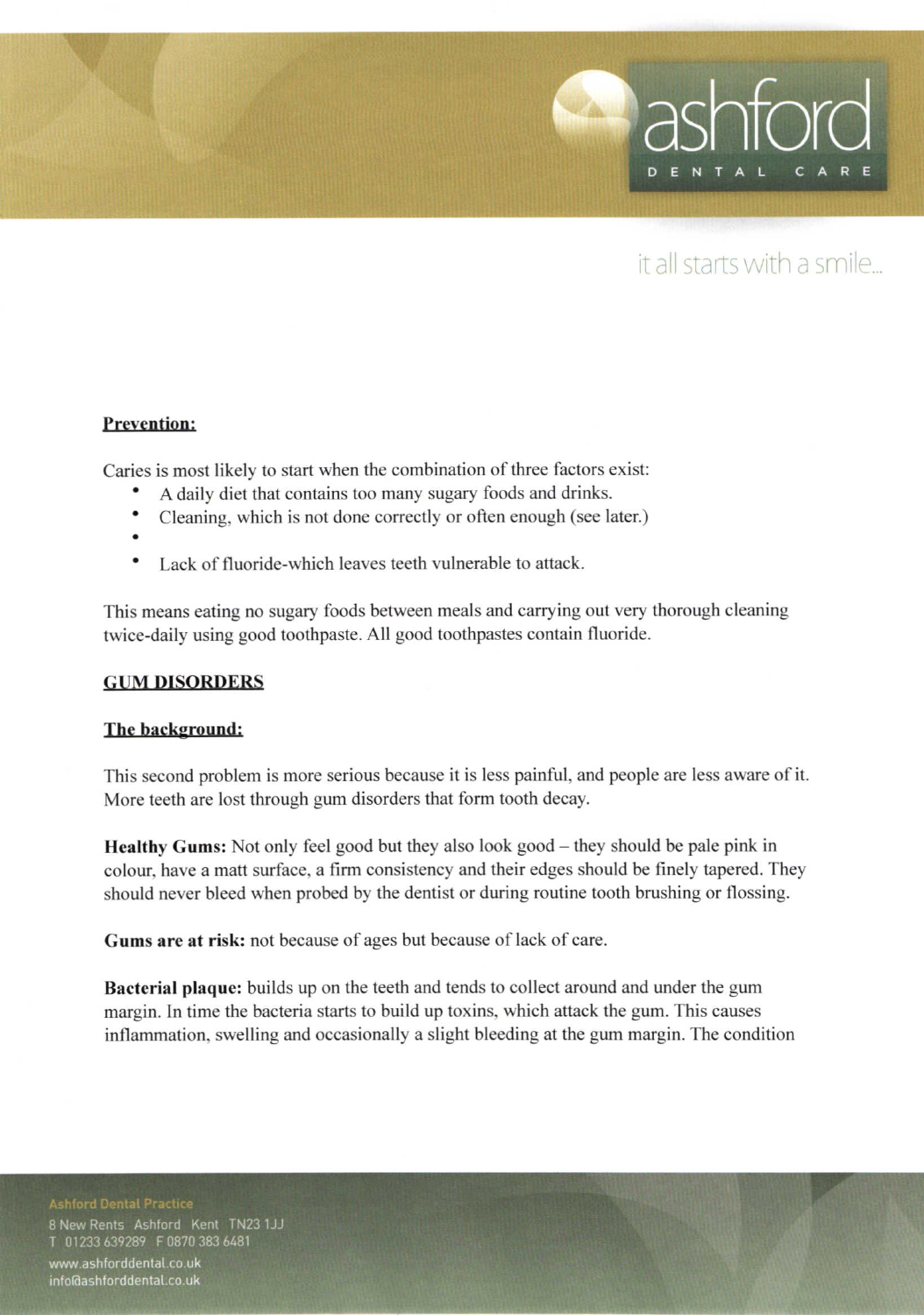**Prevention:**

Caries is most likely to start when the combination of three factors exist:

- A daily diet that contains too many sugary foods and drinks.
- Cleaning, which is not done correctly or often enough (see later.)
- 
- Lack of fluoride-which leaves teeth vulnerable to attack.

This means eating no sugary foods between meals and carrying out very thorough cleaning twice-daily using good toothpaste. All good toothpastes contain fluoride.

**GUM DISORDERS**

**The background:**

This second problem is more serious because it is less painful, and people are less aware of it. More teeth are lost through gum disorders that form tooth decay.

**Healthy Gums:** Not only feel good but they also look good – they should be pale pink in colour, have a matt surface, a firm consistency and their edges should be finely tapered. They should never bleed when probed by the dentist or during routine tooth brushing or flossing.

**Gums are at risk:** not because of ages but because of lack of care.

**Bacterial plaque:** builds up on the teeth and tends to collect around and under the gum margin. In time the bacteria starts to build up toxins, which attack the gum. This causes inflammation, swelling and occasionally a slight bleeding at the gum margin. The condition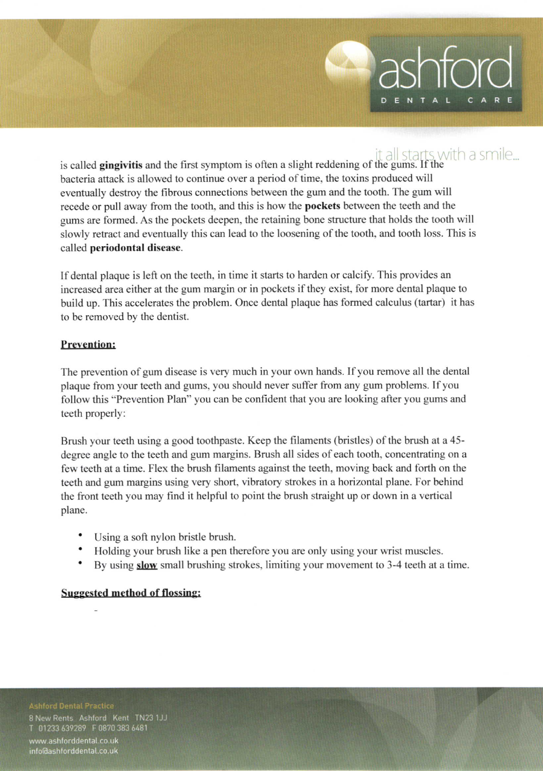is called **gingivitis** and the first symptom is often a slight reddening of the gums. If the bacteria attack is allowed to continue over a period of time, the toxins produced will eventually destroy the fibrous connections between the gum and the tooth. The gum will recede or pull away from the tooth, and this is how the **pockets** between the teeth and the gums are formed. As the pockets deepen, the retaining bone structure that holds the tooth will slowly retract and eventually this can lead to the loosening of the tooth, and tooth loss. This is called **periodontal disease**.

If dental plaque is left on the teeth, in time it starts to harden or calcify. This provides an increased area either at the gum margin or in pockets if they exist, for more dental plaque to build up. This accelerates the problem. Once dental plaque has formed calculus (tartar) it has to be removed by the dentist.

**Prevention:**

The prevention of gum disease is very much in your own hands. If you remove all the dental plaque from your teeth and gums, you should never suffer from any gum problems. If you follow this "Prevention Plan" you can be confident that you are looking after you gums and teeth properly:

Brush your teeth using a good toothpaste. Keep the filaments (bristles) of the brush at a 45-degree angle to the teeth and gum margins. Brush all sides of each tooth, concentrating on a few teeth at a time. Flex the brush filaments against the teeth, moving back and forth on the teeth and gum margins using very short, vibratory strokes in a horizontal plane. For behind the front teeth you may find it helpful to point the brush straight up or down in a vertical plane.

- Using a soft nylon bristle brush.
- Holding your brush like a pen therefore you are only using your wrist muscles.
- By using **slow** small brushing strokes, limiting your movement to 3-4 teeth at a time.

**Suggested method of flossing:**

-